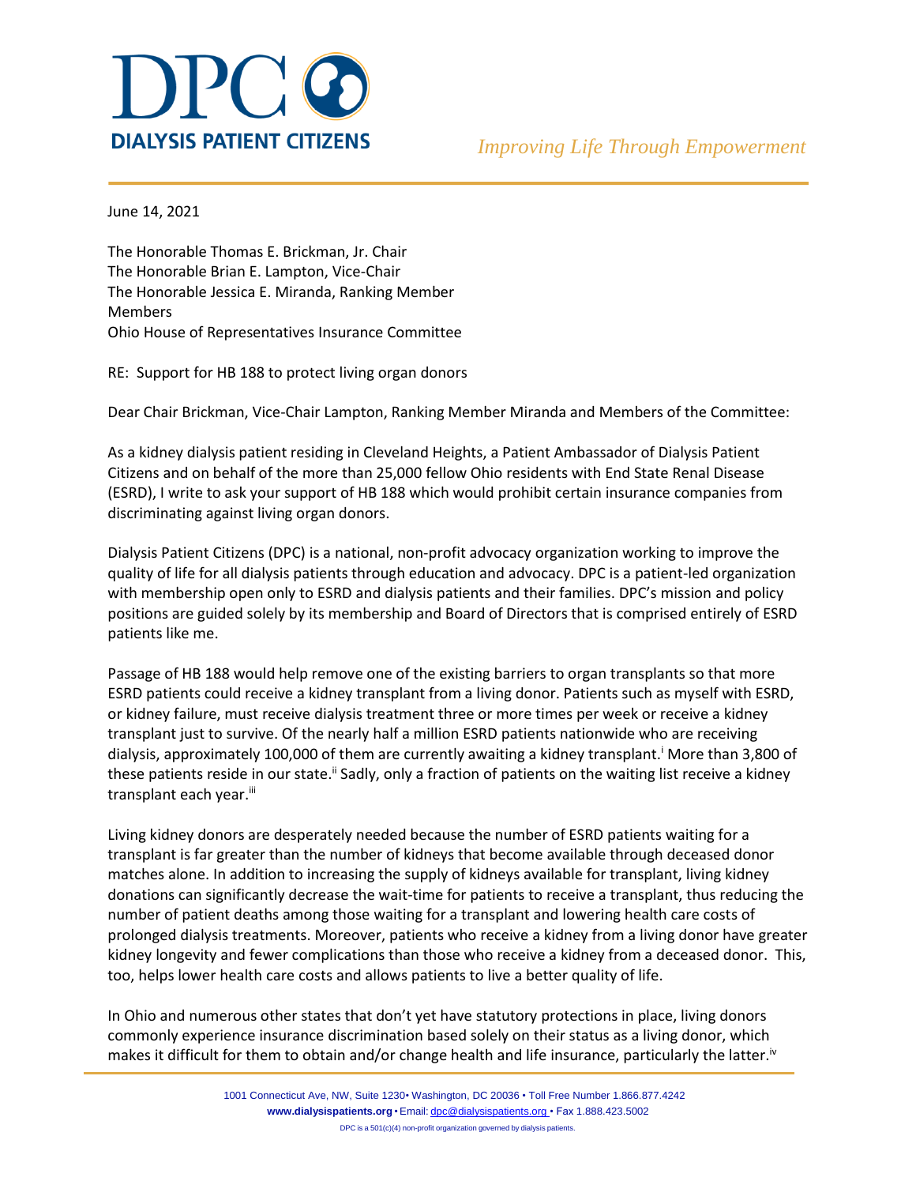# DPC DIALYSIS PATIENT CITIZENS

*Improving Life Through Empowerment*

June 14, 2021

The Honorable Thomas E. Brickman, Jr. Chair
The Honorable Brian E. Lampton, Vice-Chair
The Honorable Jessica E. Miranda, Ranking Member
Members
Ohio House of Representatives Insurance Committee

RE: Support for HB 188 to protect living organ donors

Dear Chair Brickman, Vice-Chair Lampton, Ranking Member Miranda and Members of the Committee:

As a kidney dialysis patient residing in Cleveland Heights, a Patient Ambassador of Dialysis Patient Citizens and on behalf of the more than 25,000 fellow Ohio residents with End State Renal Disease (ESRD), I write to ask your support of HB 188 which would prohibit certain insurance companies from discriminating against living organ donors.

Dialysis Patient Citizens (DPC) is a national, non-profit advocacy organization working to improve the quality of life for all dialysis patients through education and advocacy. DPC is a patient-led organization with membership open only to ESRD and dialysis patients and their families. DPC's mission and policy positions are guided solely by its membership and Board of Directors that is comprised entirely of ESRD patients like me.

Passage of HB 188 would help remove one of the existing barriers to organ transplants so that more ESRD patients could receive a kidney transplant from a living donor. Patients such as myself with ESRD, or kidney failure, must receive dialysis treatment three or more times per week or receive a kidney transplant just to survive. Of the nearly half a million ESRD patients nationwide who are receiving dialysis, approximately 100,000 of them are currently awaiting a kidney transplant.[i] More than 3,800 of these patients reside in our state.[ii] Sadly, only a fraction of patients on the waiting list receive a kidney transplant each year.[iii]

Living kidney donors are desperately needed because the number of ESRD patients waiting for a transplant is far greater than the number of kidneys that become available through deceased donor matches alone. In addition to increasing the supply of kidneys available for transplant, living kidney donations can significantly decrease the wait-time for patients to receive a transplant, thus reducing the number of patient deaths among those waiting for a transplant and lowering health care costs of prolonged dialysis treatments. Moreover, patients who receive a kidney from a living donor have greater kidney longevity and fewer complications than those who receive a kidney from a deceased donor. This, too, helps lower health care costs and allows patients to live a better quality of life.

In Ohio and numerous other states that don't yet have statutory protections in place, living donors commonly experience insurance discrimination based solely on their status as a living donor, which makes it difficult for them to obtain and/or change health and life insurance, particularly the latter.[iv]

1001 Connecticut Ave, NW, Suite 1230• Washington, DC 20036 • Toll Free Number 1.866.877.4242
**www.dialysispatients.org** • Email: dpc@dialysispatients.org • Fax 1.888.423.5002
DPC is a 501(c)(4) non-profit organization governed by dialysis patients.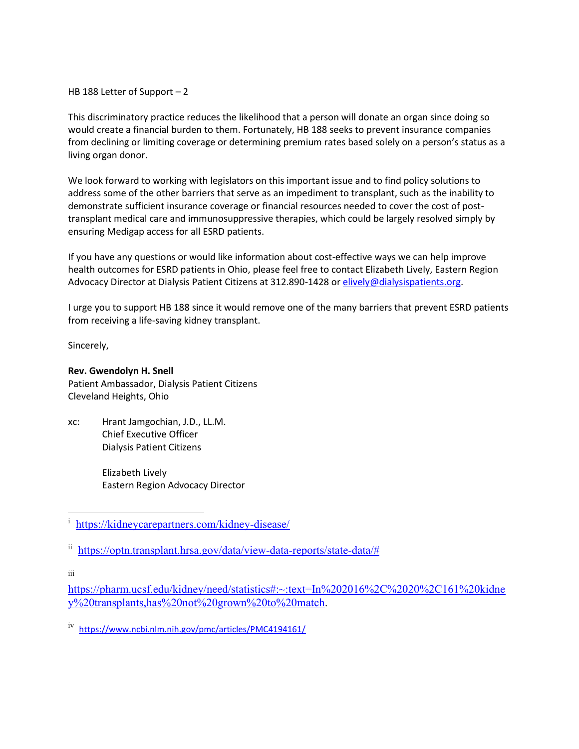This discriminatory practice reduces the likelihood that a person will donate an organ since doing so would create a financial burden to them. Fortunately, HB 188 seeks to prevent insurance companies from declining or limiting coverage or determining premium rates based solely on a person's status as a living organ donor.

We look forward to working with legislators on this important issue and to find policy solutions to address some of the other barriers that serve as an impediment to transplant, such as the inability to demonstrate sufficient insurance coverage or financial resources needed to cover the cost of post-transplant medical care and immunosuppressive therapies, which could be largely resolved simply by ensuring Medigap access for all ESRD patients.

If you have any questions or would like information about cost-effective ways we can help improve health outcomes for ESRD patients in Ohio, please feel free to contact Elizabeth Lively, Eastern Region Advocacy Director at Dialysis Patient Citizens at 312.890-1428 or elively@dialysispatients.org.

I urge you to support HB 188 since it would remove one of the many barriers that prevent ESRD patients from receiving a life-saving kidney transplant.

Sincerely,

**Rev. Gwendolyn H. Snell**
Patient Ambassador, Dialysis Patient Citizens
Cleveland Heights, Ohio

xc: Hrant Jamgochian, J.D., LL.M.
Chief Executive Officer
Dialysis Patient Citizens

Elizabeth Lively
Eastern Region Advocacy Director

---

[i] https://kidneycarepartners.com/kidney-disease/

[ii] https://optn.transplant.hrsa.gov/data/view-data-reports/state-data/#

[iii] https://pharm.ucsf.edu/kidney/need/statistics#:~:text=In%202016%2C%2020%2C161%20kidney%20transplants,has%20not%20grown%20to%20match.

[iv] https://www.ncbi.nlm.nih.gov/pmc/articles/PMC4194161/